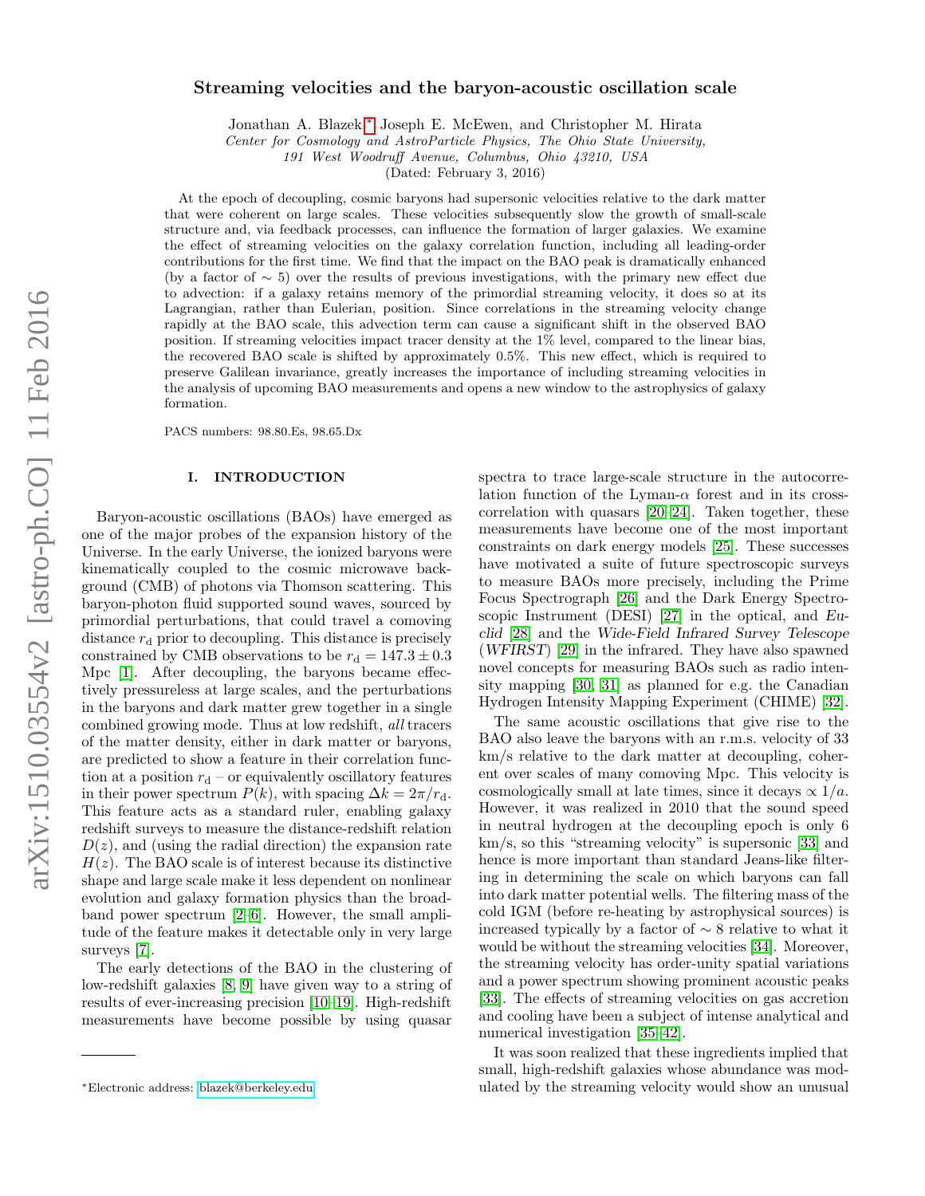# Streaming velocities and the baryon-acoustic oscillation scale

Jonathan A. Blazek,[*] Joseph E. McEwen, and Christopher M. Hirata

*Center for Cosmology and AstroParticle Physics, The Ohio State University, 191 West Woodruff Avenue, Columbus, Ohio 43210, USA*

(Dated: February 3, 2016)

At the epoch of decoupling, cosmic baryons had supersonic velocities relative to the dark matter that were coherent on large scales. These velocities subsequently slow the growth of small-scale structure and, via feedback processes, can influence the formation of larger galaxies. We examine the effect of streaming velocities on the galaxy correlation function, including all leading-order contributions for the first time. We find that the impact on the BAO peak is dramatically enhanced (by a factor of $\sim 5$) over the results of previous investigations, with the primary new effect due to advection: if a galaxy retains memory of the primordial streaming velocity, it does so at its Lagrangian, rather than Eulerian, position. Since correlations in the streaming velocity change rapidly at the BAO scale, this advection term can cause a significant shift in the observed BAO position. If streaming velocities impact tracer density at the 1% level, compared to the linear bias, the recovered BAO scale is shifted by approximately 0.5%. This new effect, which is required to preserve Galilean invariance, greatly increases the importance of including streaming velocities in the analysis of upcoming BAO measurements and opens a new window to the astrophysics of galaxy formation.

PACS numbers: 98.80.Es, 98.65.Dx

## I. INTRODUCTION

Baryon-acoustic oscillations (BAOs) have emerged as one of the major probes of the expansion history of the Universe. In the early Universe, the ionized baryons were kinematically coupled to the cosmic microwave background (CMB) of photons via Thomson scattering. This baryon-photon fluid supported sound waves, sourced by primordial perturbations, that could travel a comoving distance $r_{\rm d}$ prior to decoupling. This distance is precisely constrained by CMB observations to be $r_{\rm d} = 147.3 \pm 0.3$ Mpc [1]. After decoupling, the baryons became effectively pressureless at large scales, and the perturbations in the baryons and dark matter grew together in a single combined growing mode. Thus at low redshift, *all* tracers of the matter density, either in dark matter or baryons, are predicted to show a feature in their correlation function at a position $r_{\rm d}$ – or equivalently oscillatory features in their power spectrum $P(k)$, with spacing $\Delta k = 2\pi/r_{\rm d}$. This feature acts as a standard ruler, enabling galaxy redshift surveys to measure the distance-redshift relation $D(z)$, and (using the radial direction) the expansion rate $H(z)$. The BAO scale is of interest because its distinctive shape and large scale make it less dependent on nonlinear evolution and galaxy formation physics than the broad-band power spectrum [2–6]. However, the small amplitude of the feature makes it detectable only in very large surveys [7].

The early detections of the BAO in the clustering of low-redshift galaxies [8, 9] have given way to a string of results of ever-increasing precision [10–19]. High-redshift measurements have become possible by using quasar spectra to trace large-scale structure in the autocorrelation function of the Lyman-$\alpha$ forest and in its cross-correlation with quasars [20–24]. Taken together, these measurements have become one of the most important constraints on dark energy models [25]. These successes have motivated a suite of future spectroscopic surveys to measure BAOs more precisely, including the Prime Focus Spectrograph [26] and the Dark Energy Spectroscopic Instrument (DESI) [27] in the optical, and *Euclid* [28] and the *Wide-Field Infrared Survey Telescope* (*WFIRST*) [29] in the infrared. They have also spawned novel concepts for measuring BAOs such as radio intensity mapping [30, 31] as planned for e.g. the Canadian Hydrogen Intensity Mapping Experiment (CHIME) [32].

The same acoustic oscillations that give rise to the BAO also leave the baryons with an r.m.s. velocity of 33 km/s relative to the dark matter at decoupling, coherent over scales of many comoving Mpc. This velocity is cosmologically small at late times, since it decays $\propto 1/a$. However, it was realized in 2010 that the sound speed in neutral hydrogen at the decoupling epoch is only 6 km/s, so this "streaming velocity" is supersonic [33] and hence is more important than standard Jeans-like filtering in determining the scale on which baryons can fall into dark matter potential wells. The filtering mass of the cold IGM (before re-heating by astrophysical sources) is increased typically by a factor of $\sim 8$ relative to what it would be without the streaming velocities [34]. Moreover, the streaming velocity has order-unity spatial variations and a power spectrum showing prominent acoustic peaks [33]. The effects of streaming velocities on gas accretion and cooling have been a subject of intense analytical and numerical investigation [35–42].

It was soon realized that these ingredients implied that small, high-redshift galaxies whose abundance was modulated by the streaming velocity would show an unusual

[*]Electronic address: blazek@berkeley.edu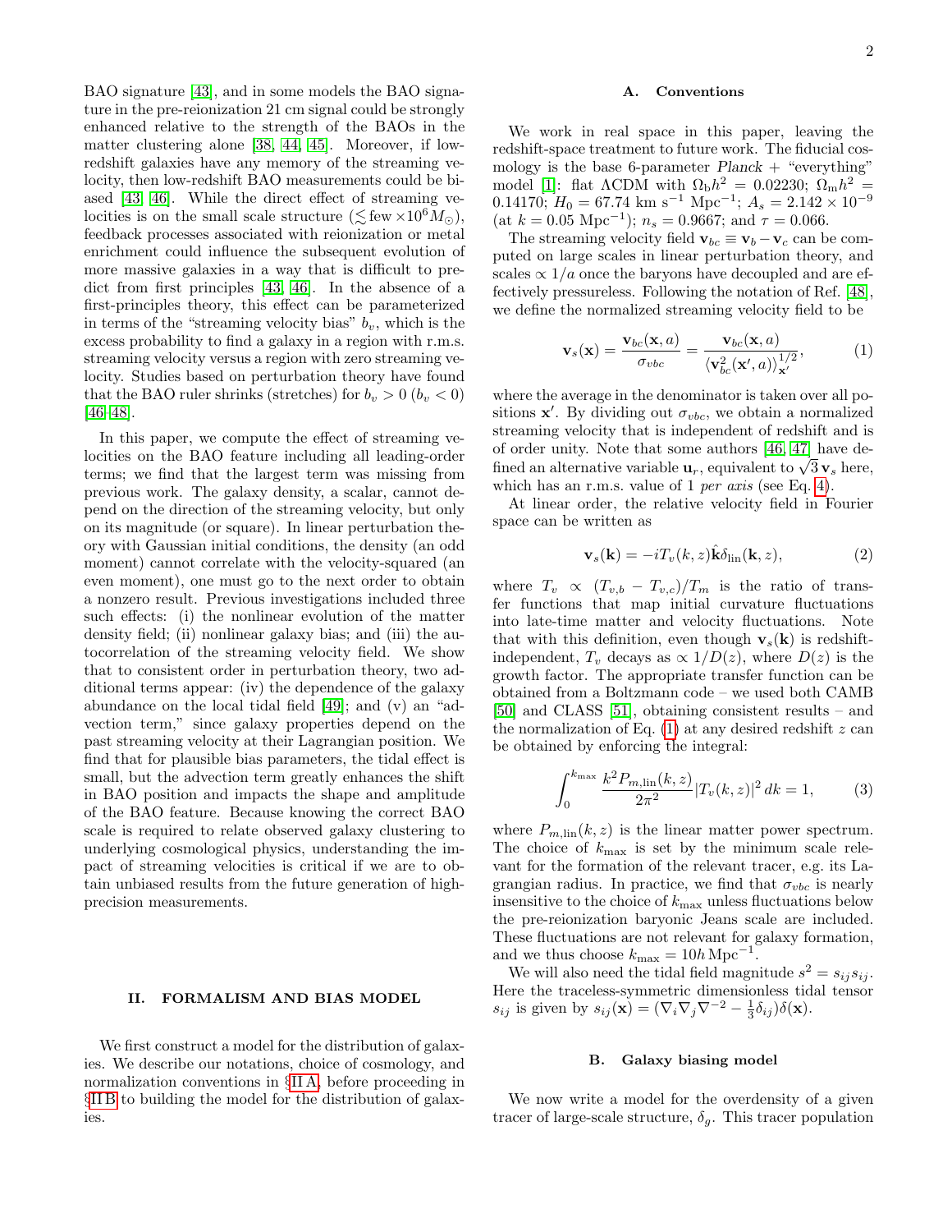BAO signature [43], and in some models the BAO signature in the pre-reionization 21 cm signal could be strongly enhanced relative to the strength of the BAOs in the matter clustering alone [38, 44, 45]. Moreover, if low-redshift galaxies have any memory of the streaming velocity, then low-redshift BAO measurements could be biased [43, 46]. While the direct effect of streaming velocities is on the small scale structure ($\lesssim$ few $\times 10^6 M_\odot$), feedback processes associated with reionization or metal enrichment could influence the subsequent evolution of more massive galaxies in a way that is difficult to predict from first principles [43, 46]. In the absence of a first-principles theory, this effect can be parameterized in terms of the "streaming velocity bias" $b_v$, which is the excess probability to find a galaxy in a region with r.m.s. streaming velocity versus a region with zero streaming velocity. Studies based on perturbation theory have found that the BAO ruler shrinks (stretches) for $b_v > 0$ ($b_v < 0$) [46–48].

In this paper, we compute the effect of streaming velocities on the BAO feature including all leading-order terms; we find that the largest term was missing from previous work. The galaxy density, a scalar, cannot depend on the direction of the streaming velocity, but only on its magnitude (or square). In linear perturbation theory with Gaussian initial conditions, the density (an odd moment) cannot correlate with the velocity-squared (an even moment), one must go to the next order to obtain a nonzero result. Previous investigations included three such effects: (i) the nonlinear evolution of the matter density field; (ii) nonlinear galaxy bias; and (iii) the autocorrelation of the streaming velocity field. We show that to consistent order in perturbation theory, two additional terms appear: (iv) the dependence of the galaxy abundance on the local tidal field [49]; and (v) an "advection term," since galaxy properties depend on the past streaming velocity at their Lagrangian position. We find that for plausible bias parameters, the tidal effect is small, but the advection term greatly enhances the shift in BAO position and impacts the shape and amplitude of the BAO feature. Because knowing the correct BAO scale is required to relate observed galaxy clustering to underlying cosmological physics, understanding the impact of streaming velocities is critical if we are to obtain unbiased results from the future generation of high-precision measurements.

## II. FORMALISM AND BIAS MODEL

We first construct a model for the distribution of galaxies. We describe our notations, choice of cosmology, and normalization conventions in §II A, before proceeding in §II B to building the model for the distribution of galaxies.

### A. Conventions

We work in real space in this paper, leaving the redshift-space treatment to future work. The fiducial cosmology is the base 6-parameter *Planck* + "everything" model [1]: flat ΛCDM with $\Omega_b h^2 = 0.02230$; $\Omega_m h^2 = 0.14170$; $H_0 = 67.74$ km s$^{-1}$ Mpc$^{-1}$; $A_s = 2.142 \times 10^{-9}$ (at $k = 0.05$ Mpc$^{-1}$); $n_s = 0.9667$; and $\tau = 0.066$.

The streaming velocity field $\mathbf{v}_{bc} \equiv \mathbf{v}_b - \mathbf{v}_c$ can be computed on large scales in linear perturbation theory, and scales $\propto 1/a$ once the baryons have decoupled and are effectively pressureless. Following the notation of Ref. [48], we define the normalized streaming velocity field to be

$$\mathbf{v}_s(\mathbf{x}) = \frac{\mathbf{v}_{bc}(\mathbf{x}, a)}{\sigma_{vbc}} = \frac{\mathbf{v}_{bc}(\mathbf{x}, a)}{\langle \mathbf{v}_{bc}^2(\mathbf{x}', a)\rangle_{\mathbf{x}'}^{1/2}}, \tag{1}$$

where the average in the denominator is taken over all positions $\mathbf{x}'$. By dividing out $\sigma_{vbc}$, we obtain a normalized streaming velocity that is independent of redshift and is of order unity. Note that some authors [46, 47] have defined an alternative variable $\mathbf{u}_r$, equivalent to $\sqrt{3}\,\mathbf{v}_s$ here, which has an r.m.s. value of 1 *per axis* (see Eq. 4).

At linear order, the relative velocity field in Fourier space can be written as

$$\mathbf{v}_s(\mathbf{k}) = -iT_v(k, z)\hat{\mathbf{k}}\delta_{\rm lin}(\mathbf{k}, z), \tag{2}$$

where $T_v \propto (T_{v,b} - T_{v,c})/T_m$ is the ratio of transfer functions that map initial curvature fluctuations into late-time matter and velocity fluctuations. Note that with this definition, even though $\mathbf{v}_s(\mathbf{k})$ is redshift-independent, $T_v$ decays as $\propto 1/D(z)$, where $D(z)$ is the growth factor. The appropriate transfer function can be obtained from a Boltzmann code – we used both CAMB [50] and CLASS [51], obtaining consistent results – and the normalization of Eq. (1) at any desired redshift $z$ can be obtained by enforcing the integral:

$$\int_0^{k_{\rm max}} \frac{k^2 P_{m,{\rm lin}}(k, z)}{2\pi^2} |T_v(k, z)|^2 \, dk = 1, \tag{3}$$

where $P_{m,{\rm lin}}(k, z)$ is the linear matter power spectrum. The choice of $k_{\rm max}$ is set by the minimum scale relevant for the formation of the relevant tracer, e.g. its Lagrangian radius. In practice, we find that $\sigma_{vbc}$ is nearly insensitive to the choice of $k_{\rm max}$ unless fluctuations below the pre-reionization baryonic Jeans scale are included. These fluctuations are not relevant for galaxy formation, and we thus choose $k_{\rm max} = 10h\,{\rm Mpc}^{-1}$.

We will also need the tidal field magnitude $s^2 = s_{ij}s_{ij}$. Here the traceless-symmetric dimensionless tidal tensor $s_{ij}$ is given by $s_{ij}(\mathbf{x}) = (\nabla_i\nabla_j\nabla^{-2} - \frac{1}{3}\delta_{ij})\delta(\mathbf{x})$.

### B. Galaxy biasing model

We now write a model for the overdensity of a given tracer of large-scale structure, $\delta_g$. This tracer population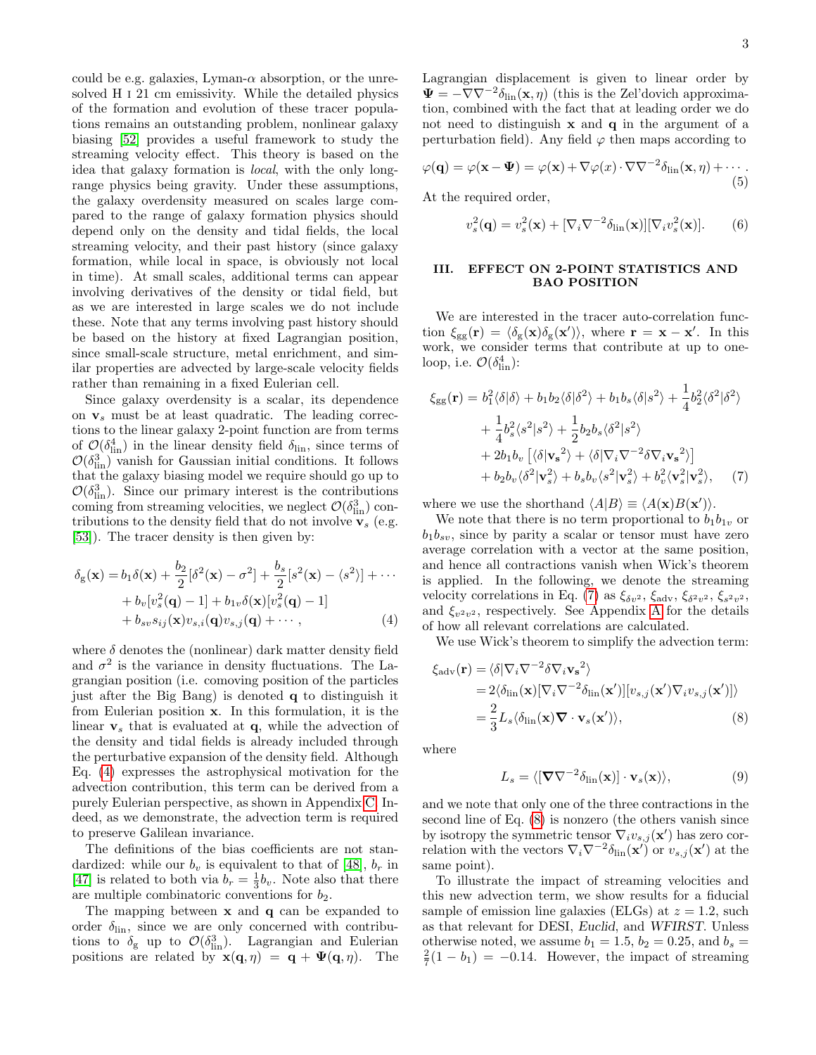could be e.g. galaxies, Lyman-$\alpha$ absorption, or the unresolved H I 21 cm emissivity. While the detailed physics of the formation and evolution of these tracer populations remains an outstanding problem, nonlinear galaxy biasing [52] provides a useful framework to study the streaming velocity effect. This theory is based on the idea that galaxy formation is *local*, with the only long-range physics being gravity. Under these assumptions, the galaxy overdensity measured on scales large compared to the range of galaxy formation physics should depend only on the density and tidal fields, the local streaming velocity, and their past history (since galaxy formation, while local in space, is obviously not local in time). At small scales, additional terms can appear involving derivatives of the density or tidal field, but as we are interested in large scales we do not include these. Note that any terms involving past history should be based on the history at fixed Lagrangian position, since small-scale structure, metal enrichment, and similar properties are advected by large-scale velocity fields rather than remaining in a fixed Eulerian cell.

Since galaxy overdensity is a scalar, its dependence on $\mathbf{v}_s$ must be at least quadratic. The leading corrections to the linear galaxy 2-point function are from terms of $\mathcal{O}(\delta_{\rm lin}^4)$ in the linear density field $\delta_{\rm lin}$, since terms of $\mathcal{O}(\delta_{\rm lin}^3)$ vanish for Gaussian initial conditions. It follows that the galaxy biasing model we require should go up to $\mathcal{O}(\delta_{\rm lin}^3)$. Since our primary interest is the contributions coming from streaming velocities, we neglect $\mathcal{O}(\delta_{\rm lin}^3)$ contributions to the density field that do not involve $\mathbf{v}_s$ (e.g. [53]). The tracer density is then given by:

$$
\begin{aligned}
\delta_{\rm g}(\mathbf{x}) = &\, b_1\delta(\mathbf{x}) + \frac{b_2}{2}[\delta^2(\mathbf{x}) - \sigma^2] + \frac{b_s}{2}[s^2(\mathbf{x}) - \langle s^2\rangle] + \cdots \\
&+ b_v[v_s^2(\mathbf{q}) - 1] + b_{1v}\delta(\mathbf{x})[v_s^2(\mathbf{q}) - 1] \\
&+ b_{sv}s_{ij}(\mathbf{x})v_{s,i}(\mathbf{q})v_{s,j}(\mathbf{q}) + \cdots ,
\end{aligned} \tag{4}
$$

where $\delta$ denotes the (nonlinear) dark matter density field and $\sigma^2$ is the variance in density fluctuations. The Lagrangian position (i.e. comoving position of the particles just after the Big Bang) is denoted $\mathbf{q}$ to distinguish it from Eulerian position $\mathbf{x}$. In this formulation, it is the linear $\mathbf{v}_s$ that is evaluated at $\mathbf{q}$, while the advection of the density and tidal fields is already included through the perturbative expansion of the density field. Although Eq. (4) expresses the astrophysical motivation for the advection contribution, this term can be derived from a purely Eulerian perspective, as shown in Appendix C. Indeed, as we demonstrate, the advection term is required to preserve Galilean invariance.

The definitions of the bias coefficients are not standardized: while our $b_v$ is equivalent to that of [48], $b_r$ in [47] is related to both via $b_r = \frac{1}{3}b_v$. Note also that there are multiple combinatoric conventions for $b_2$.

The mapping between $\mathbf{x}$ and $\mathbf{q}$ can be expanded to order $\delta_{\rm lin}$, since we are only concerned with contributions to $\delta_{\rm g}$ up to $\mathcal{O}(\delta_{\rm lin}^3)$. Lagrangian and Eulerian positions are related by $\mathbf{x}(\mathbf{q},\eta) = \mathbf{q} + \boldsymbol{\Psi}(\mathbf{q},\eta)$. The Lagrangian displacement is given to linear order by $\boldsymbol{\Psi} = -\nabla\nabla^{-2}\delta_{\rm lin}(\mathbf{x},\eta)$ (this is the Zel'dovich approximation, combined with the fact that at leading order we do not need to distinguish $\mathbf{x}$ and $\mathbf{q}$ in the argument of a perturbation field). Any field $\varphi$ then maps according to

$$
\varphi(\mathbf{q}) = \varphi(\mathbf{x} - \boldsymbol{\Psi}) = \varphi(\mathbf{x}) + \nabla\varphi(x)\cdot\nabla\nabla^{-2}\delta_{\rm lin}(\mathbf{x},\eta) + \cdots . \tag{5}
$$

At the required order,

$$
v_s^2(\mathbf{q}) = v_s^2(\mathbf{x}) + [\nabla_i\nabla^{-2}\delta_{\rm lin}(\mathbf{x})][\nabla_i v_s^2(\mathbf{x})]. \tag{6}
$$

## III. EFFECT ON 2-POINT STATISTICS AND BAO POSITION

We are interested in the tracer auto-correlation function $\xi_{\rm gg}(\mathbf{r}) = \langle\delta_{\rm g}(\mathbf{x})\delta_{\rm g}(\mathbf{x}')\rangle$, where $\mathbf{r} = \mathbf{x} - \mathbf{x}'$. In this work, we consider terms that contribute at up to one-loop, i.e. $\mathcal{O}(\delta_{\rm lin}^4)$:

$$
\begin{aligned}
\xi_{\rm gg}(\mathbf{r}) = &\, b_1^2\langle\delta|\delta\rangle + b_1b_2\langle\delta|\delta^2\rangle + b_1b_s\langle\delta|s^2\rangle + \frac{1}{4}b_2^2\langle\delta^2|\delta^2\rangle \\
&+ \frac{1}{4}b_s^2\langle s^2|s^2\rangle + \frac{1}{2}b_2b_s\langle\delta^2|s^2\rangle \\
&+ 2b_1b_v\left[\langle\delta|\mathbf{v_s}^2\rangle + \langle\delta|\nabla_i\nabla^{-2}\delta\nabla_i\mathbf{v_s}^2\rangle\right] \\
&+ b_2b_v\langle\delta^2|\mathbf{v}_s^2\rangle + b_sb_v\langle s^2|\mathbf{v}_s^2\rangle + b_v^2\langle\mathbf{v}_s^2|\mathbf{v}_s^2\rangle,
\end{aligned} \tag{7}
$$

where we use the shorthand $\langle A|B\rangle \equiv \langle A(\mathbf{x})B(\mathbf{x}')\rangle$.

We note that there is no term proportional to $b_1b_{1v}$ or $b_1b_{sv}$, since by parity a scalar or tensor must have zero average correlation with a vector at the same position, and hence all contractions vanish when Wick's theorem is applied. In the following, we denote the streaming velocity correlations in Eq. (7) as $\xi_{\delta v^2}$, $\xi_{\rm adv}$, $\xi_{\delta^2v^2}$, $\xi_{s^2v^2}$, and $\xi_{v^2v^2}$, respectively. See Appendix A for the details of how all relevant correlations are calculated.

We use Wick's theorem to simplify the advection term:

$$
\begin{aligned}
\xi_{\rm adv}(\mathbf{r}) &= \langle\delta|\nabla_i\nabla^{-2}\delta\nabla_i\mathbf{v_s}^2\rangle \\
&= 2\langle\delta_{\rm lin}(\mathbf{x})[\nabla_i\nabla^{-2}\delta_{\rm lin}(\mathbf{x}')][v_{s,j}(\mathbf{x}')\nabla_i v_{s,j}(\mathbf{x}')]\rangle \\
&= \frac{2}{3}L_s\langle\delta_{\rm lin}(\mathbf{x})\boldsymbol{\nabla}\cdot\mathbf{v}_s(\mathbf{x}')\rangle,
\end{aligned} \tag{8}
$$

where

$$
L_s = \langle[\boldsymbol{\nabla}\nabla^{-2}\delta_{\rm lin}(\mathbf{x})]\cdot\mathbf{v}_s(\mathbf{x})\rangle, \tag{9}
$$

and we note that only one of the three contractions in the second line of Eq. (8) is nonzero (the others vanish since by isotropy the symmetric tensor $\nabla_i v_{s,j}(\mathbf{x}')$ has zero correlation with the vectors $\nabla_i\nabla^{-2}\delta_{\rm lin}(\mathbf{x}')$ or $v_{s,j}(\mathbf{x}')$ at the same point).

To illustrate the impact of streaming velocities and this new advection term, we show results for a fiducial sample of emission line galaxies (ELGs) at $z = 1.2$, such as that relevant for DESI, *Euclid*, and *WFIRST*. Unless otherwise noted, we assume $b_1 = 1.5$, $b_2 = 0.25$, and $b_s = \frac{2}{7}(1 - b_1) = -0.14$. However, the impact of streaming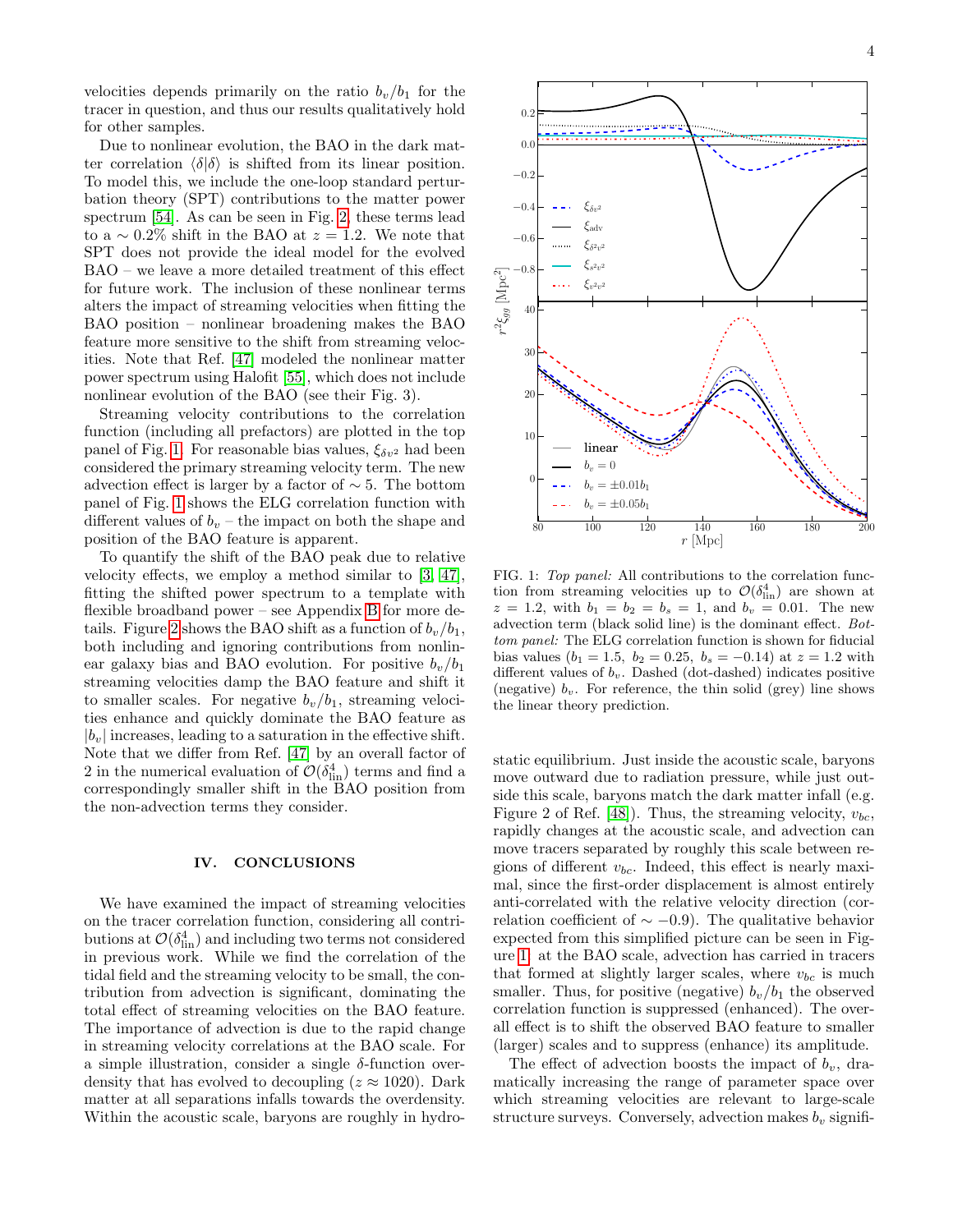velocities depends primarily on the ratio $b_v/b_1$ for the tracer in question, and thus our results qualitatively hold for other samples.

Due to nonlinear evolution, the BAO in the dark matter correlation $\langle\delta|\delta\rangle$ is shifted from its linear position. To model this, we include the one-loop standard perturbation theory (SPT) contributions to the matter power spectrum [54]. As can be seen in Fig. 2, these terms lead to a $\sim 0.2\%$ shift in the BAO at $z = 1.2$. We note that SPT does not provide the ideal model for the evolved BAO – we leave a more detailed treatment of this effect for future work. The inclusion of these nonlinear terms alters the impact of streaming velocities when fitting the BAO position – nonlinear broadening makes the BAO feature more sensitive to the shift from streaming velocities. Note that Ref. [47] modeled the nonlinear matter power spectrum using Halofit [55], which does not include nonlinear evolution of the BAO (see their Fig. 3).

Streaming velocity contributions to the correlation function (including all prefactors) are plotted in the top panel of Fig. 1. For reasonable bias values, $\xi_{\delta v^2}$ had been considered the primary streaming velocity term. The new advection effect is larger by a factor of $\sim 5$. The bottom panel of Fig. 1 shows the ELG correlation function with different values of $b_v$ – the impact on both the shape and position of the BAO feature is apparent.

To quantify the shift of the BAO peak due to relative velocity effects, we employ a method similar to [3, 47], fitting the shifted power spectrum to a template with flexible broadband power – see Appendix B for more details. Figure 2 shows the BAO shift as a function of $b_v/b_1$, both including and ignoring contributions from nonlinear galaxy bias and BAO evolution. For positive $b_v/b_1$ streaming velocities damp the BAO feature and shift it to smaller scales. For negative $b_v/b_1$, streaming velocities enhance and quickly dominate the BAO feature as $|b_v|$ increases, leading to a saturation in the effective shift. Note that we differ from Ref. [47] by an overall factor of 2 in the numerical evaluation of $\mathcal{O}(\delta_{\rm lin}^4)$ terms and find a correspondingly smaller shift in the BAO position from the non-advection terms they consider.

## IV. CONCLUSIONS

We have examined the impact of streaming velocities on the tracer correlation function, considering all contributions at $\mathcal{O}(\delta_{\rm lin}^4)$ and including two terms not considered in previous work. While we find the correlation of the tidal field and the streaming velocity to be small, the contribution from advection is significant, dominating the total effect of streaming velocities on the BAO feature. The importance of advection is due to the rapid change in streaming velocity correlations at the BAO scale. For a simple illustration, consider a single $\delta$-function overdensity that has evolved to decoupling ($z \approx 1020$). Dark matter at all separations infalls towards the overdensity. Within the acoustic scale, baryons are roughly in hydrostatic equilibrium. Just inside the acoustic scale, baryons move outward due to radiation pressure, while just outside this scale, baryons match the dark matter infall (e.g. Figure 2 of Ref. [48]). Thus, the streaming velocity, $v_{bc}$, rapidly changes at the acoustic scale, and advection can move tracers separated by roughly this scale between regions of different $v_{bc}$. Indeed, this effect is nearly maximal, since the first-order displacement is almost entirely anti-correlated with the relative velocity direction (correlation coefficient of $\sim -0.9$). The qualitative behavior expected from this simplified picture can be seen in Figure 1: at the BAO scale, advection has carried in tracers that formed at slightly larger scales, where $v_{bc}$ is much smaller. Thus, for positive (negative) $b_v/b_1$ the observed correlation function is suppressed (enhanced). The overall effect is to shift the observed BAO feature to smaller (larger) scales and to suppress (enhance) its amplitude.

FIG. 1: *Top panel:* All contributions to the correlation function from streaming velocities up to $\mathcal{O}(\delta_{\rm lin}^4)$ are shown at $z = 1.2$, with $b_1 = b_2 = b_s = 1$, and $b_v = 0.01$. The new advection term (black solid line) is the dominant effect. *Bottom panel:* The ELG correlation function is shown for fiducial bias values ($b_1 = 1.5,\ b_2 = 0.25,\ b_s = -0.14$) at $z = 1.2$ with different values of $b_v$. Dashed (dot-dashed) indicates positive (negative) $b_v$. For reference, the thin solid (grey) line shows the linear theory prediction.

The effect of advection boosts the impact of $b_v$, dramatically increasing the range of parameter space over which streaming velocities are relevant to large-scale structure surveys. Conversely, advection makes $b_v$ signifi-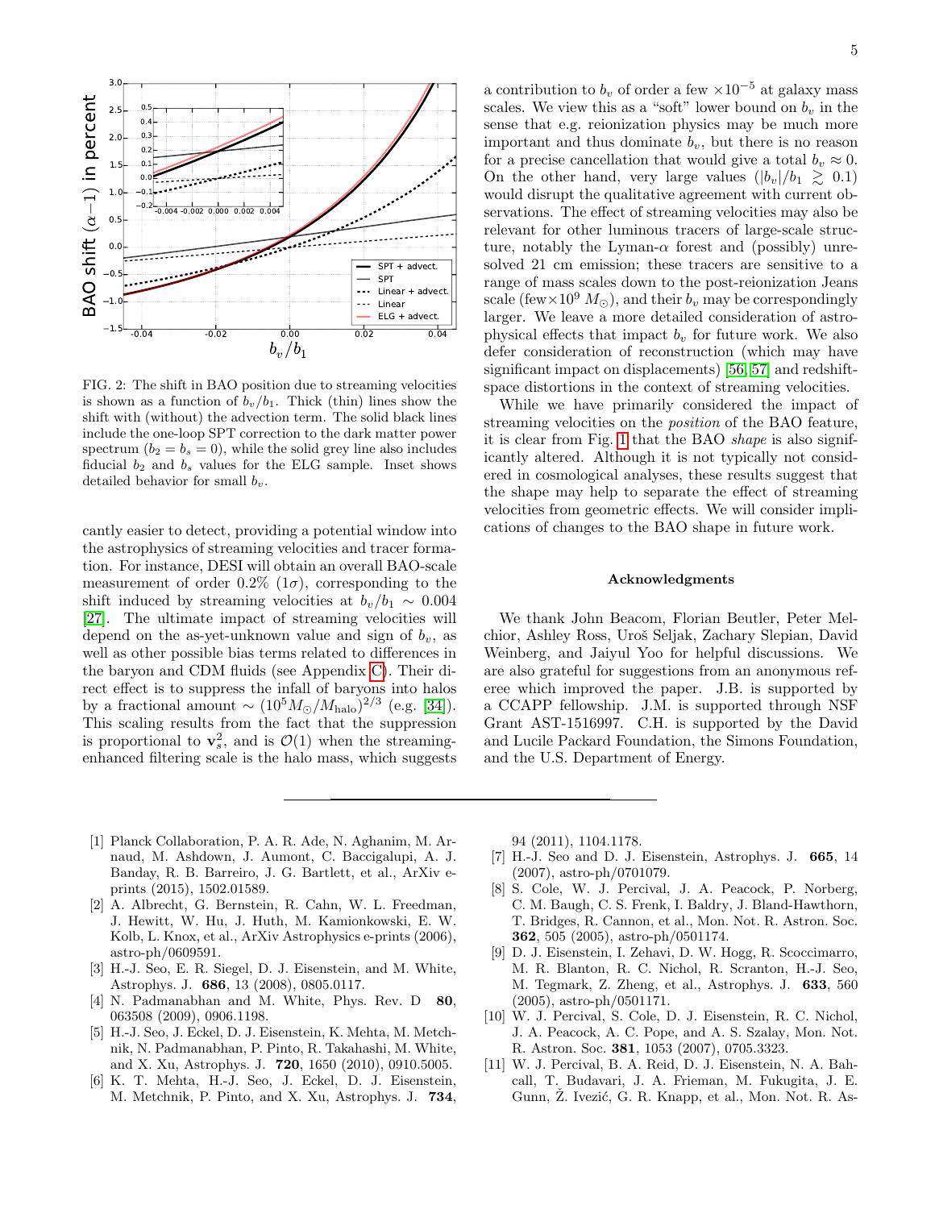FIG. 2: The shift in BAO position due to streaming velocities is shown as a function of $b_v/b_1$. Thick (thin) lines show the shift with (without) the advection term. The solid black lines include the one-loop SPT correction to the dark matter power spectrum ($b_2 = b_s = 0$), while the solid grey line also includes fiducial $b_2$ and $b_s$ values for the ELG sample. Inset shows detailed behavior for small $b_v$.

cantly easier to detect, providing a potential window into the astrophysics of streaming velocities and tracer formation. For instance, DESI will obtain an overall BAO-scale measurement of order 0.2% ($1\sigma$), corresponding to the shift induced by streaming velocities at $b_v/b_1 \sim 0.004$ [27]. The ultimate impact of streaming velocities will depend on the as-yet-unknown value and sign of $b_v$, as well as other possible bias terms related to differences in the baryon and CDM fluids (see Appendix C). Their direct effect is to suppress the infall of baryons into halos by a fractional amount $\sim (10^5 M_\odot/M_{\rm halo})^{2/3}$ (e.g. [34]). This scaling results from the fact that the suppression is proportional to $\mathbf{v}_s^2$, and is $\mathcal{O}(1)$ when the streaming-enhanced filtering scale is the halo mass, which suggests a contribution to $b_v$ of order a few $\times 10^{-5}$ at galaxy mass scales. We view this as a "soft" lower bound on $b_v$ in the sense that e.g. reionization physics may be much more important and thus dominate $b_v$, but there is no reason for a precise cancellation that would give a total $b_v \approx 0$. On the other hand, very large values ($|b_v|/b_1 \gtrsim 0.1$) would disrupt the qualitative agreement with current observations. The effect of streaming velocities may also be relevant for other luminous tracers of large-scale structure, notably the Lyman-$\alpha$ forest and (possibly) unresolved 21 cm emission; these tracers are sensitive to a range of mass scales down to the post-reionization Jeans scale (few$\times 10^9$ $M_\odot$), and their $b_v$ may be correspondingly larger. We leave a more detailed consideration of astrophysical effects that impact $b_v$ for future work. We also defer consideration of reconstruction (which may have significant impact on displacements) [56, 57] and redshift-space distortions in the context of streaming velocities.

While we have primarily considered the impact of streaming velocities on the *position* of the BAO feature, it is clear from Fig. 1 that the BAO *shape* is also significantly altered. Although it is not typically considered in cosmological analyses, these results suggest that the shape may help to separate the effect of streaming velocities from geometric effects. We will consider implications of changes to the BAO shape in future work.

### Acknowledgments

We thank John Beacom, Florian Beutler, Peter Melchior, Ashley Ross, Uroš Seljak, Zachary Slepian, David Weinberg, and Jaiyul Yoo for helpful discussions. We are also grateful for suggestions from an anonymous referee which improved the paper. J.B. is supported by a CCAPP fellowship. J.M. is supported through NSF Grant AST-1516997. C.H. is supported by the David and Lucile Packard Foundation, the Simons Foundation, and the U.S. Department of Energy.

---

[1] Planck Collaboration, P. A. R. Ade, N. Aghanim, M. Arnaud, M. Ashdown, J. Aumont, C. Baccigalupi, A. J. Banday, R. B. Barreiro, J. G. Bartlett, et al., ArXiv e-prints (2015), 1502.01589.

[2] A. Albrecht, G. Bernstein, R. Cahn, W. L. Freedman, J. Hewitt, W. Hu, J. Huth, M. Kamionkowski, E. W. Kolb, L. Knox, et al., ArXiv Astrophysics e-prints (2006), astro-ph/0609591.

[3] H.-J. Seo, E. R. Siegel, D. J. Eisenstein, and M. White, Astrophys. J. **686**, 13 (2008), 0805.0117.

[4] N. Padmanabhan and M. White, Phys. Rev. D **80**, 063508 (2009), 0906.1198.

[5] H.-J. Seo, J. Eckel, D. J. Eisenstein, K. Mehta, M. Metchnik, N. Padmanabhan, P. Pinto, R. Takahashi, M. White, and X. Xu, Astrophys. J. **720**, 1650 (2010), 0910.5005.

[6] K. T. Mehta, H.-J. Seo, J. Eckel, D. J. Eisenstein, M. Metchnik, P. Pinto, and X. Xu, Astrophys. J. **734**, 94 (2011), 1104.1178.

[7] H.-J. Seo and D. J. Eisenstein, Astrophys. J. **665**, 14 (2007), astro-ph/0701079.

[8] S. Cole, W. J. Percival, J. A. Peacock, P. Norberg, C. M. Baugh, C. S. Frenk, I. Baldry, J. Bland-Hawthorn, T. Bridges, R. Cannon, et al., Mon. Not. R. Astron. Soc. **362**, 505 (2005), astro-ph/0501174.

[9] D. J. Eisenstein, I. Zehavi, D. W. Hogg, R. Scoccimarro, M. R. Blanton, R. C. Nichol, R. Scranton, H.-J. Seo, M. Tegmark, Z. Zheng, et al., Astrophys. J. **633**, 560 (2005), astro-ph/0501171.

[10] W. J. Percival, S. Cole, D. J. Eisenstein, R. C. Nichol, J. A. Peacock, A. C. Pope, and A. S. Szalay, Mon. Not. R. Astron. Soc. **381**, 1053 (2007), 0705.3323.

[11] W. J. Percival, B. A. Reid, D. J. Eisenstein, N. A. Bahcall, T. Budavari, J. A. Frieman, M. Fukugita, J. E. Gunn, Ž. Ivezić, G. R. Knapp, et al., Mon. Not. R. As-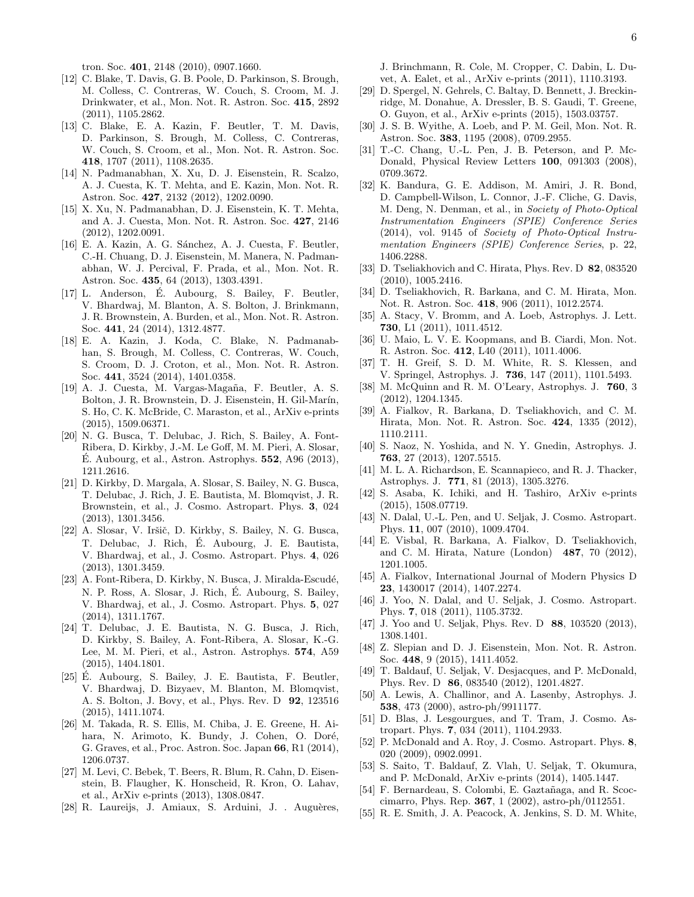tron. Soc. **401**, 2148 (2010), 0907.1660.

[12] C. Blake, T. Davis, G. B. Poole, D. Parkinson, S. Brough, M. Colless, C. Contreras, W. Couch, S. Croom, M. J. Drinkwater, et al., Mon. Not. R. Astron. Soc. **415**, 2892 (2011), 1105.2862.

[13] C. Blake, E. A. Kazin, F. Beutler, T. M. Davis, D. Parkinson, S. Brough, M. Colless, C. Contreras, W. Couch, S. Croom, et al., Mon. Not. R. Astron. Soc. **418**, 1707 (2011), 1108.2635.

[14] N. Padmanabhan, X. Xu, D. J. Eisenstein, R. Scalzo, A. J. Cuesta, K. T. Mehta, and E. Kazin, Mon. Not. R. Astron. Soc. **427**, 2132 (2012), 1202.0090.

[15] X. Xu, N. Padmanabhan, D. J. Eisenstein, K. T. Mehta, and A. J. Cuesta, Mon. Not. R. Astron. Soc. **427**, 2146 (2012), 1202.0091.

[16] E. A. Kazin, A. G. Sánchez, A. J. Cuesta, F. Beutler, C.-H. Chuang, D. J. Eisenstein, M. Manera, N. Padmanabhan, W. J. Percival, F. Prada, et al., Mon. Not. R. Astron. Soc. **435**, 64 (2013), 1303.4391.

[17] L. Anderson, É. Aubourg, S. Bailey, F. Beutler, V. Bhardwaj, M. Blanton, A. S. Bolton, J. Brinkmann, J. R. Brownstein, A. Burden, et al., Mon. Not. R. Astron. Soc. **441**, 24 (2014), 1312.4877.

[18] E. A. Kazin, J. Koda, C. Blake, N. Padmanabhan, S. Brough, M. Colless, C. Contreras, W. Couch, S. Croom, D. J. Croton, et al., Mon. Not. R. Astron. Soc. **441**, 3524 (2014), 1401.0358.

[19] A. J. Cuesta, M. Vargas-Magaña, F. Beutler, A. S. Bolton, J. R. Brownstein, D. J. Eisenstein, H. Gil-Marín, S. Ho, C. K. McBride, C. Maraston, et al., ArXiv e-prints (2015), 1509.06371.

[20] N. G. Busca, T. Delubac, J. Rich, S. Bailey, A. Font-Ribera, D. Kirkby, J.-M. Le Goff, M. M. Pieri, A. Slosar, É. Aubourg, et al., Astron. Astrophys. **552**, A96 (2013), 1211.2616.

[21] D. Kirkby, D. Margala, A. Slosar, S. Bailey, N. G. Busca, T. Delubac, J. Rich, J. E. Bautista, M. Blomqvist, J. R. Brownstein, et al., J. Cosmo. Astropart. Phys. **3**, 024 (2013), 1301.3456.

[22] A. Slosar, V. Iršič, D. Kirkby, S. Bailey, N. G. Busca, T. Delubac, J. Rich, É. Aubourg, J. E. Bautista, V. Bhardwaj, et al., J. Cosmo. Astropart. Phys. **4**, 026 (2013), 1301.3459.

[23] A. Font-Ribera, D. Kirkby, N. Busca, J. Miralda-Escudé, N. P. Ross, A. Slosar, J. Rich, É. Aubourg, S. Bailey, V. Bhardwaj, et al., J. Cosmo. Astropart. Phys. **5**, 027 (2014), 1311.1767.

[24] T. Delubac, J. E. Bautista, N. G. Busca, J. Rich, D. Kirkby, S. Bailey, A. Font-Ribera, A. Slosar, K.-G. Lee, M. M. Pieri, et al., Astron. Astrophys. **574**, A59 (2015), 1404.1801.

[25] É. Aubourg, S. Bailey, J. E. Bautista, F. Beutler, V. Bhardwaj, D. Bizyaev, M. Blanton, M. Blomqvist, A. S. Bolton, J. Bovy, et al., Phys. Rev. D **92**, 123516 (2015), 1411.1074.

[26] M. Takada, R. S. Ellis, M. Chiba, J. E. Greene, H. Aihara, N. Arimoto, K. Bundy, J. Cohen, O. Doré, G. Graves, et al., Proc. Astron. Soc. Japan **66**, R1 (2014), 1206.0737.

[27] M. Levi, C. Bebek, T. Beers, R. Blum, R. Cahn, D. Eisenstein, B. Flaugher, K. Honscheid, R. Kron, O. Lahav, et al., ArXiv e-prints (2013), 1308.0847.

[28] R. Laureijs, J. Amiaux, S. Arduini, J. . Augueres, J. Brinchmann, R. Cole, M. Cropper, C. Dabin, L. Duvet, A. Ealet, et al., ArXiv e-prints (2011), 1110.3193.

[29] D. Spergel, N. Gehrels, C. Baltay, D. Bennett, J. Breckinridge, M. Donahue, A. Dressler, B. S. Gaudi, T. Greene, O. Guyon, et al., ArXiv e-prints (2015), 1503.03757.

[30] J. S. B. Wyithe, A. Loeb, and P. M. Geil, Mon. Not. R. Astron. Soc. **383**, 1195 (2008), 0709.2955.

[31] T.-C. Chang, U.-L. Pen, J. B. Peterson, and P. McDonald, Physical Review Letters **100**, 091303 (2008), 0709.3672.

[32] K. Bandura, G. E. Addison, M. Amiri, J. R. Bond, D. Campbell-Wilson, L. Connor, J.-F. Cliche, G. Davis, M. Deng, N. Denman, et al., in *Society of Photo-Optical Instrumentation Engineers (SPIE) Conference Series* (2014), vol. 9145 of *Society of Photo-Optical Instrumentation Engineers (SPIE) Conference Series*, p. 22, 1406.2288.

[33] D. Tseliakhovich and C. Hirata, Phys. Rev. D **82**, 083520 (2010), 1005.2416.

[34] D. Tseliakhovich, R. Barkana, and C. M. Hirata, Mon. Not. R. Astron. Soc. **418**, 906 (2011), 1012.2574.

[35] A. Stacy, V. Bromm, and A. Loeb, Astrophys. J. Lett. **730**, L1 (2011), 1011.4512.

[36] U. Maio, L. V. E. Koopmans, and B. Ciardi, Mon. Not. R. Astron. Soc. **412**, L40 (2011), 1011.4006.

[37] T. H. Greif, S. D. M. White, R. S. Klessen, and V. Springel, Astrophys. J. **736**, 147 (2011), 1101.5493.

[38] M. McQuinn and R. M. O'Leary, Astrophys. J. **760**, 3 (2012), 1204.1345.

[39] A. Fialkov, R. Barkana, D. Tseliakhovich, and C. M. Hirata, Mon. Not. R. Astron. Soc. **424**, 1335 (2012), 1110.2111.

[40] S. Naoz, N. Yoshida, and N. Y. Gnedin, Astrophys. J. **763**, 27 (2013), 1207.5515.

[41] M. L. A. Richardson, E. Scannapieco, and R. J. Thacker, Astrophys. J. **771**, 81 (2013), 1305.3276.

[42] S. Asaba, K. Ichiki, and H. Tashiro, ArXiv e-prints (2015), 1508.07719.

[43] N. Dalal, U.-L. Pen, and U. Seljak, J. Cosmo. Astropart. Phys. **11**, 007 (2010), 1009.4704.

[44] E. Visbal, R. Barkana, A. Fialkov, D. Tseliakhovich, and C. M. Hirata, Nature (London) **487**, 70 (2012), 1201.1005.

[45] A. Fialkov, International Journal of Modern Physics D **23**, 1430017 (2014), 1407.2274.

[46] J. Yoo, N. Dalal, and U. Seljak, J. Cosmo. Astropart. Phys. **7**, 018 (2011), 1105.3732.

[47] J. Yoo and U. Seljak, Phys. Rev. D **88**, 103520 (2013), 1308.1401.

[48] Z. Slepian and D. J. Eisenstein, Mon. Not. R. Astron. Soc. **448**, 9 (2015), 1411.4052.

[49] T. Baldauf, U. Seljak, V. Desjacques, and P. McDonald, Phys. Rev. D **86**, 083540 (2012), 1201.4827.

[50] A. Lewis, A. Challinor, and A. Lasenby, Astrophys. J. **538**, 473 (2000), astro-ph/9911177.

[51] D. Blas, J. Lesgourgues, and T. Tram, J. Cosmo. Astropart. Phys. **7**, 034 (2011), 1104.2933.

[52] P. McDonald and A. Roy, J. Cosmo. Astropart. Phys. **8**, 020 (2009), 0902.0991.

[53] S. Saito, T. Baldauf, Z. Vlah, U. Seljak, T. Okumura, and P. McDonald, ArXiv e-prints (2014), 1405.1447.

[54] F. Bernardeau, S. Colombi, E. Gaztañaga, and R. Scoccimarro, Phys. Rep. **367**, 1 (2002), astro-ph/0112551.

[55] R. E. Smith, J. A. Peacock, A. Jenkins, S. D. M. White,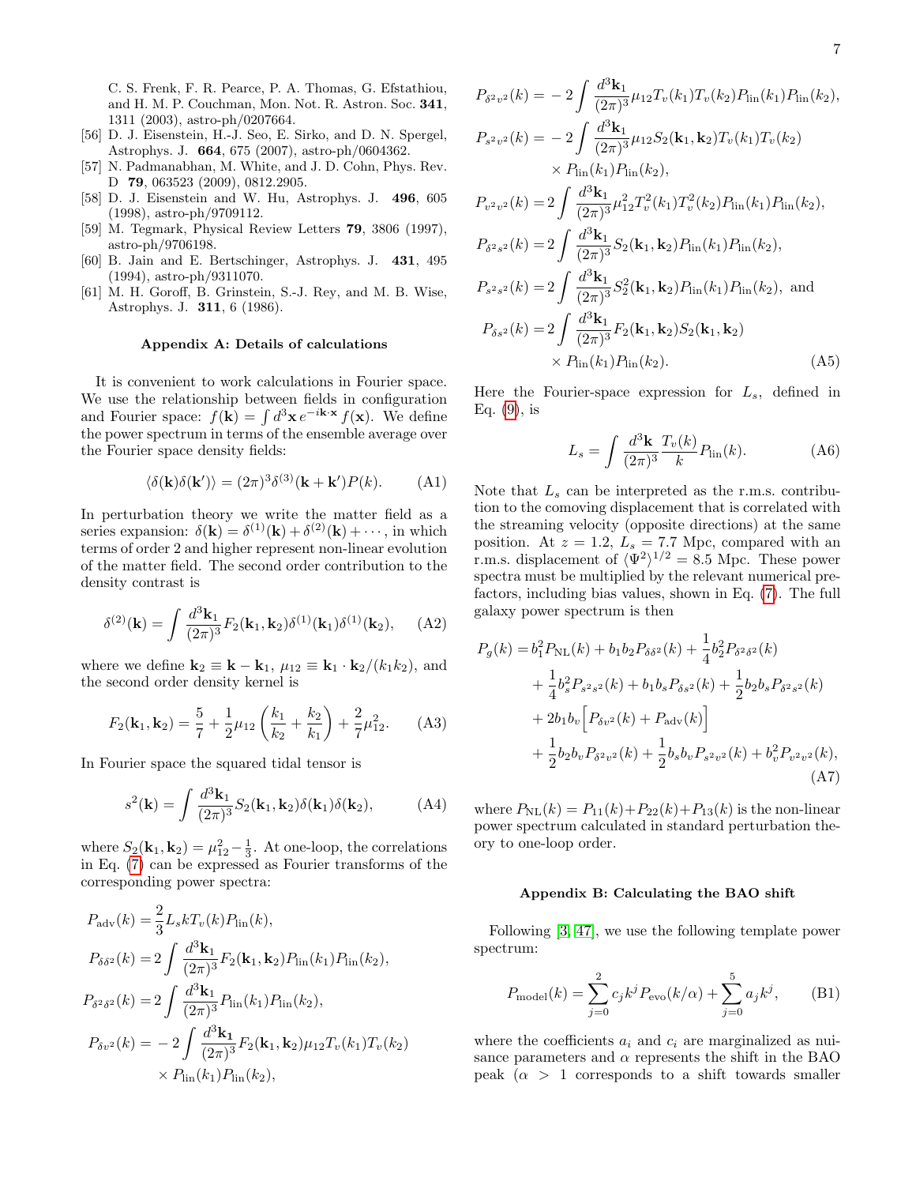C. S. Frenk, F. R. Pearce, P. A. Thomas, G. Efstathiou, and H. M. P. Couchman, Mon. Not. R. Astron. Soc. **341**, 1311 (2003), astro-ph/0207664.

[56] D. J. Eisenstein, H.-J. Seo, E. Sirko, and D. N. Spergel, Astrophys. J. **664**, 675 (2007), astro-ph/0604362.

[57] N. Padmanabhan, M. White, and J. D. Cohn, Phys. Rev. D **79**, 063523 (2009), 0812.2905.

[58] D. J. Eisenstein and W. Hu, Astrophys. J. **496**, 605 (1998), astro-ph/9709112.

[59] M. Tegmark, Physical Review Letters **79**, 3806 (1997), astro-ph/9706198.

[60] B. Jain and E. Bertschinger, Astrophys. J. **431**, 495 (1994), astro-ph/9311070.

[61] M. H. Goroff, B. Grinstein, S.-J. Rey, and M. B. Wise, Astrophys. J. **311**, 6 (1986).

## Appendix A: Details of calculations

It is convenient to work calculations in Fourier space. We use the relationship between fields in configuration and Fourier space: $f(\mathbf{k}) = \int d^3\mathbf{x}\, e^{-i\mathbf{k}\cdot\mathbf{x}} f(\mathbf{x})$. We define the power spectrum in terms of the ensemble average over the Fourier space density fields:

$$\langle \delta(\mathbf{k})\delta(\mathbf{k}')\rangle = (2\pi)^3\delta^{(3)}(\mathbf{k}+\mathbf{k}')P(k). \tag{A1}$$

In perturbation theory we write the matter field as a series expansion: $\delta(\mathbf{k}) = \delta^{(1)}(\mathbf{k}) + \delta^{(2)}(\mathbf{k}) + \cdots$, in which terms of order 2 and higher represent non-linear evolution of the matter field. The second order contribution to the density contrast is

$$\delta^{(2)}(\mathbf{k}) = \int \frac{d^3\mathbf{k}_1}{(2\pi)^3} F_2(\mathbf{k}_1,\mathbf{k}_2)\delta^{(1)}(\mathbf{k}_1)\delta^{(1)}(\mathbf{k}_2), \tag{A2}$$

where we define $\mathbf{k}_2 \equiv \mathbf{k} - \mathbf{k}_1$, $\mu_{12} \equiv \mathbf{k}_1 \cdot \mathbf{k}_2/(k_1 k_2)$, and the second order density kernel is

$$F_2(\mathbf{k}_1,\mathbf{k}_2) = \frac{5}{7} + \frac{1}{2}\mu_{12}\left(\frac{k_1}{k_2} + \frac{k_2}{k_1}\right) + \frac{2}{7}\mu_{12}^2. \tag{A3}$$

In Fourier space the squared tidal tensor is

$$s^2(\mathbf{k}) = \int \frac{d^3\mathbf{k}_1}{(2\pi)^3} S_2(\mathbf{k}_1,\mathbf{k}_2)\delta(\mathbf{k}_1)\delta(\mathbf{k}_2), \tag{A4}$$

where $S_2(\mathbf{k}_1,\mathbf{k}_2) = \mu_{12}^2 - \frac{1}{3}$. At one-loop, the correlations in Eq. (7) can be expressed as Fourier transforms of the corresponding power spectra:

$$\begin{aligned}
P_{\rm adv}(k) =& \frac{2}{3}L_s k T_v(k) P_{\rm lin}(k),\\
P_{\delta\delta^2}(k) =& 2\int \frac{d^3\mathbf{k}_1}{(2\pi)^3} F_2(\mathbf{k}_1,\mathbf{k}_2) P_{\rm lin}(k_1)P_{\rm lin}(k_2),\\
P_{\delta^2\delta^2}(k) =& 2\int \frac{d^3\mathbf{k}_1}{(2\pi)^3} P_{\rm lin}(k_1)P_{\rm lin}(k_2),\\
P_{\delta v^2}(k) =& -2\int \frac{d^3\mathbf{k}_1}{(2\pi)^3} F_2(\mathbf{k}_1,\mathbf{k}_2)\mu_{12}T_v(k_1)T_v(k_2)\\
&\times P_{\rm lin}(k_1)P_{\rm lin}(k_2),\\
P_{\delta^2 v^2}(k) =& -2\int \frac{d^3\mathbf{k}_1}{(2\pi)^3} \mu_{12}T_v(k_1)T_v(k_2)P_{\rm lin}(k_1)P_{\rm lin}(k_2),\\
P_{s^2 v^2}(k) =& -2\int \frac{d^3\mathbf{k}_1}{(2\pi)^3} \mu_{12}S_2(\mathbf{k}_1,\mathbf{k}_2)T_v(k_1)T_v(k_2)\\
&\times P_{\rm lin}(k_1)P_{\rm lin}(k_2),\\
P_{v^2 v^2}(k) =& 2\int \frac{d^3\mathbf{k}_1}{(2\pi)^3} \mu_{12}^2 T_v^2(k_1)T_v^2(k_2)P_{\rm lin}(k_1)P_{\rm lin}(k_2),\\
P_{\delta^2 s^2}(k) =& 2\int \frac{d^3\mathbf{k}_1}{(2\pi)^3} S_2(\mathbf{k}_1,\mathbf{k}_2)P_{\rm lin}(k_1)P_{\rm lin}(k_2),\\
P_{s^2 s^2}(k) =& 2\int \frac{d^3\mathbf{k}_1}{(2\pi)^3} S_2^2(\mathbf{k}_1,\mathbf{k}_2)P_{\rm lin}(k_1)P_{\rm lin}(k_2), \text{ and}\\
P_{\delta s^2}(k) =& 2\int \frac{d^3\mathbf{k}_1}{(2\pi)^3} F_2(\mathbf{k}_1,\mathbf{k}_2)S_2(\mathbf{k}_1,\mathbf{k}_2)\\
&\times P_{\rm lin}(k_1)P_{\rm lin}(k_2).
\end{aligned} \tag{A5}$$

Here the Fourier-space expression for $L_s$, defined in Eq. (9), is

$$L_s = \int \frac{d^3\mathbf{k}}{(2\pi)^3}\frac{T_v(k)}{k}P_{\rm lin}(k). \tag{A6}$$

Note that $L_s$ can be interpreted as the r.m.s. contribution to the comoving displacement that is correlated with the streaming velocity (opposite directions) at the same position. At $z = 1.2$, $L_s = 7.7$ Mpc, compared with an r.m.s. displacement of $\langle\Psi^2\rangle^{1/2} = 8.5$ Mpc. These power spectra must be multiplied by the relevant numerical prefactors, including bias values, shown in Eq. (7). The full galaxy power spectrum is then

$$\begin{aligned}
P_g(k) =& b_1^2 P_{\rm NL}(k) + b_1 b_2 P_{\delta\delta^2}(k) + \frac{1}{4}b_2^2 P_{\delta^2\delta^2}(k)\\
&+ \frac{1}{4}b_s^2 P_{s^2 s^2}(k) + b_1 b_s P_{\delta s^2}(k) + \frac{1}{2}b_2 b_s P_{\delta^2 s^2}(k)\\
&+ 2b_1 b_v\Big[P_{\delta v^2}(k) + P_{\rm adv}(k)\Big]\\
&+ \frac{1}{2}b_2 b_v P_{\delta^2 v^2}(k) + \frac{1}{2}b_s b_v P_{s^2 v^2}(k) + b_v^2 P_{v^2 v^2}(k),
\end{aligned} \tag{A7}$$

where $P_{\rm NL}(k) = P_{11}(k) + P_{22}(k) + P_{13}(k)$ is the non-linear power spectrum calculated in standard perturbation theory to one-loop order.

## Appendix B: Calculating the BAO shift

Following [3, 47], we use the following template power spectrum:

$$P_{\rm model}(k) = \sum_{j=0}^{2} c_j k^j P_{\rm evo}(k/\alpha) + \sum_{j=0}^{5} a_j k^j, \tag{B1}$$

where the coefficients $a_i$ and $c_i$ are marginalized as nuisance parameters and $\alpha$ represents the shift in the BAO peak ($\alpha > 1$ corresponds to a shift towards smaller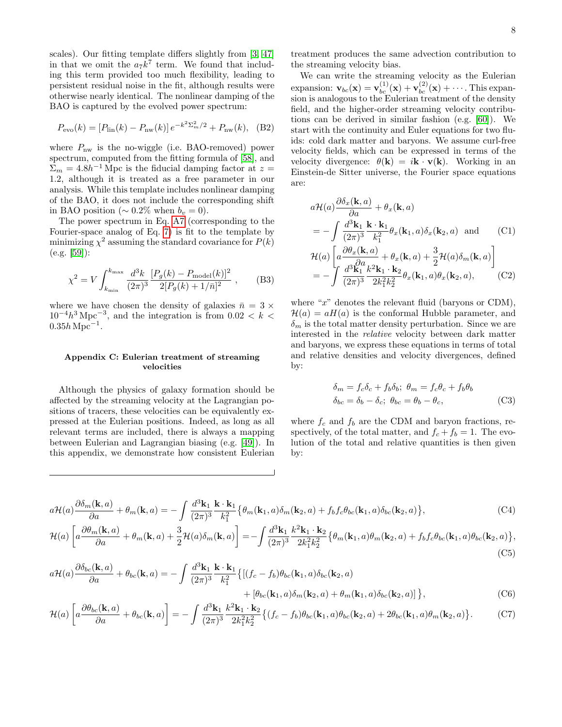scales). Our fitting template differs slightly from [3, 47] in that we omit the $a_7 k^7$ term. We found that including this term provided too much flexibility, leading to persistent residual noise in the fit, although results were otherwise nearly identical. The nonlinear damping of the BAO is captured by the evolved power spectrum:

$$P_{\rm evo}(k) = [P_{\rm lin}(k) - P_{\rm nw}(k)]\, e^{-k^2\Sigma_m^2/2} + P_{\rm nw}(k), \quad \text{(B2)}$$

where $P_{\rm nw}$ is the no-wiggle (i.e. BAO-removed) power spectrum, computed from the fitting formula of [58], and $\Sigma_m = 4.8h^{-1}\,$Mpc is the fiducial damping factor at $z = 1.2$, although it is treated as a free parameter in our analysis. While this template includes nonlinear damping of the BAO, it does not include the corresponding shift in BAO position ($\sim 0.2\%$ when $b_v = 0$).

The power spectrum in Eq. A7 (corresponding to the Fourier-space analog of Eq. 7) is fit to the template by minimizing $\chi^2$ assuming the standard covariance for $P(k)$ (e.g. [59]):

$$\chi^2 = V \int_{k_{\min}}^{k_{\max}} \frac{d^3k}{(2\pi)^3} \frac{[P_g(k) - P_{\rm model}(k)]^2}{2[P_g(k) + 1/\bar{n}]^2}\,, \quad \text{(B3)}$$

where we have chosen the density of galaxies $\bar{n} = 3 \times 10^{-4} h^3\,\text{Mpc}^{-3}$, and the integration is from $0.02 < k < 0.35h\,\text{Mpc}^{-1}$.

## Appendix C: Eulerian treatment of streaming velocities

Although the physics of galaxy formation should be affected by the streaming velocity at the Lagrangian positions of tracers, these velocities can be equivalently expressed at the Eulerian positions. Indeed, as long as all relevant terms are included, there is always a mapping between Eulerian and Lagrangian biasing (e.g. [49]). In this appendix, we demonstrate how consistent Eulerian treatment produces the same advection contribution to the streaming velocity bias.

We can write the streaming velocity as the Eulerian expansion: $\mathbf{v}_{bc}(\mathbf{x}) = \mathbf{v}_{bc}^{(1)}(\mathbf{x}) + \mathbf{v}_{bc}^{(2)}(\mathbf{x}) + \cdots$. This expansion is analogous to the Eulerian treatment of the density field, and the higher-order streaming velocity contributions can be derived in similar fashion (e.g. [60]). We start with the continuity and Euler equations for two fluids: cold dark matter and baryons. We assume curl-free velocity fields, which can be expressed in terms of the velocity divergence: $\theta(\mathbf{k}) = i\mathbf{k}\cdot\mathbf{v}(\mathbf{k})$. Working in an Einstein-de Sitter universe, the Fourier space equations are:

$$a\mathcal{H}(a)\frac{\partial \delta_x(\mathbf{k},a)}{\partial a} + \theta_x(\mathbf{k},a) = -\int \frac{d^3\mathbf{k}_1}{(2\pi)^3}\frac{\mathbf{k}\cdot\mathbf{k}_1}{k_1^2}\theta_x(\mathbf{k}_1,a)\delta_x(\mathbf{k}_2,a) \quad \text{and} \quad \text{(C1)}$$

$$\mathcal{H}(a)\left[a\frac{\partial \theta_x(\mathbf{k},a)}{\partial a} + \theta_x(\mathbf{k},a) + \frac{3}{2}\mathcal{H}(a)\delta_m(\mathbf{k},a)\right] = -\int \frac{d^3\mathbf{k}_1}{(2\pi)^3}\frac{k^2\mathbf{k}_1\cdot\mathbf{k}_2}{2k_1^2k_2^2}\theta_x(\mathbf{k}_1,a)\theta_x(\mathbf{k}_2,a), \quad \text{(C2)}$$

where "$x$" denotes the relevant fluid (baryons or CDM), $\mathcal{H}(a) = aH(a)$ is the conformal Hubble parameter, and $\delta_m$ is the total matter density perturbation. Since we are interested in the *relative* velocity between dark matter and baryons, we express these equations in terms of total and relative densities and velocity divergences, defined by:

$$\delta_m = f_c\delta_c + f_b\delta_b;\ \theta_m = f_c\theta_c + f_b\theta_b$$
$$\delta_{bc} = \delta_b - \delta_c;\ \theta_{bc} = \theta_b - \theta_c, \quad \text{(C3)}$$

where $f_c$ and $f_b$ are the CDM and baryon fractions, respectively, of the total matter, and $f_c + f_b = 1$. The evolution of the total and relative quantities is then given by:

$$a\mathcal{H}(a)\frac{\partial \delta_m(\mathbf{k},a)}{\partial a} + \theta_m(\mathbf{k},a) = -\int \frac{d^3\mathbf{k}_1}{(2\pi)^3}\frac{\mathbf{k}\cdot\mathbf{k}_1}{k_1^2}\big\{\theta_m(\mathbf{k}_1,a)\delta_m(\mathbf{k}_2,a) + f_bf_c\theta_{bc}(\mathbf{k}_1,a)\delta_{bc}(\mathbf{k}_2,a)\big\}, \quad \text{(C4)}$$

$$\mathcal{H}(a)\left[a\frac{\partial \theta_m(\mathbf{k},a)}{\partial a} + \theta_m(\mathbf{k},a) + \frac{3}{2}\mathcal{H}(a)\delta_m(\mathbf{k},a)\right] = -\int \frac{d^3\mathbf{k}_1}{(2\pi)^3}\frac{k^2\mathbf{k}_1\cdot\mathbf{k}_2}{2k_1^2k_2^2}\big\{\theta_m(\mathbf{k}_1,a)\theta_m(\mathbf{k}_2,a) + f_bf_c\theta_{bc}(\mathbf{k}_1,a)\theta_{bc}(\mathbf{k}_2,a)\big\}, \quad \text{(C5)}$$

$$a\mathcal{H}(a)\frac{\partial \delta_{bc}(\mathbf{k},a)}{\partial a} + \theta_{bc}(\mathbf{k},a) = -\int \frac{d^3\mathbf{k}_1}{(2\pi)^3}\frac{\mathbf{k}\cdot\mathbf{k}_1}{k_1^2}\big\{[(f_c - f_b)\theta_{bc}(\mathbf{k}_1,a)\delta_{bc}(\mathbf{k}_2,a) + [\theta_{bc}(\mathbf{k}_1,a)\delta_m(\mathbf{k}_2,a) + \theta_m(\mathbf{k}_1,a)\delta_{bc}(\mathbf{k}_2,a)]\big\}, \quad \text{(C6)}$$

$$\mathcal{H}(a)\left[a\frac{\partial \theta_{bc}(\mathbf{k},a)}{\partial a} + \theta_{bc}(\mathbf{k},a)\right] = -\int \frac{d^3\mathbf{k}_1}{(2\pi)^3}\frac{k^2\mathbf{k}_1\cdot\mathbf{k}_2}{2k_1^2k_2^2}\big\{(f_c - f_b)\theta_{bc}(\mathbf{k}_1,a)\theta_{bc}(\mathbf{k}_2,a) + 2\theta_{bc}(\mathbf{k}_1,a)\theta_m(\mathbf{k}_2,a)\big\}. \quad \text{(C7)}$$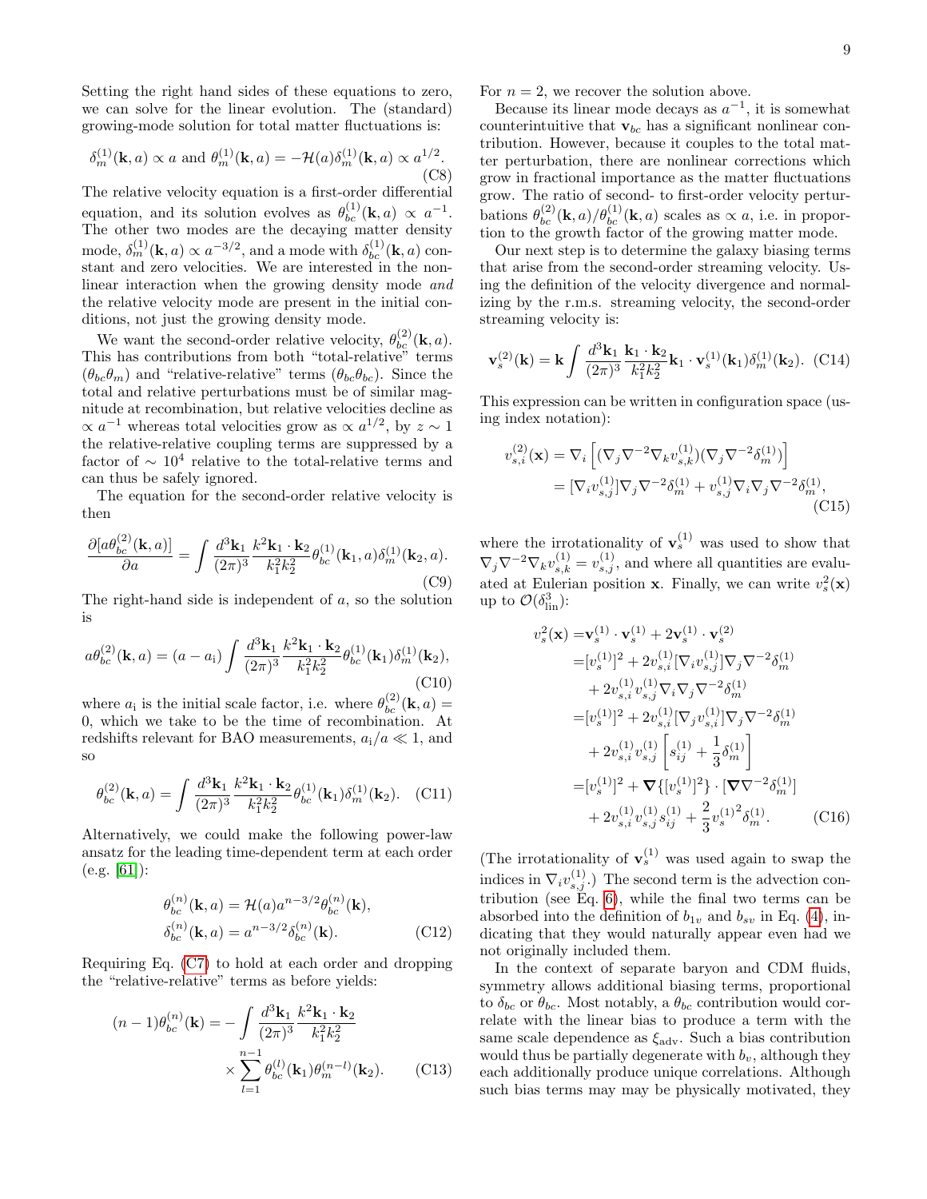Setting the right hand sides of these equations to zero, we can solve for the linear evolution. The (standard) growing-mode solution for total matter fluctuations is:

$$\delta_m^{(1)}(\mathbf{k},a) \propto a \text{ and } \theta_m^{(1)}(\mathbf{k},a) = -\mathcal{H}(a)\delta_m^{(1)}(\mathbf{k},a) \propto a^{1/2}. \tag{C8}$$

The relative velocity equation is a first-order differential equation, and its solution evolves as $\theta_{bc}^{(1)}(\mathbf{k},a) \propto a^{-1}$. The other two modes are the decaying matter density mode, $\delta_m^{(1)}(\mathbf{k},a) \propto a^{-3/2}$, and a mode with $\delta_{bc}^{(1)}(\mathbf{k},a)$ constant and zero velocities. We are interested in the nonlinear interaction when the growing density mode *and* the relative velocity mode are present in the initial conditions, not just the growing density mode.

We want the second-order relative velocity, $\theta_{bc}^{(2)}(\mathbf{k},a)$. This has contributions from both "total-relative" terms ($\theta_{bc}\theta_m$) and "relative-relative" terms ($\theta_{bc}\theta_{bc}$). Since the total and relative perturbations must be of similar magnitude at recombination, but relative velocities decline as $\propto a^{-1}$ whereas total velocities grow as $\propto a^{1/2}$, by $z \sim 1$ the relative-relative coupling terms are suppressed by a factor of $\sim 10^4$ relative to the total-relative terms and can thus be safely ignored.

The equation for the second-order relative velocity is then

$$\frac{\partial[a\theta_{bc}^{(2)}(\mathbf{k},a)]}{\partial a} = \int \frac{d^3\mathbf{k}_1}{(2\pi)^3}\frac{k^2\mathbf{k}_1\cdot\mathbf{k}_2}{k_1^2k_2^2}\theta_{bc}^{(1)}(\mathbf{k}_1,a)\delta_m^{(1)}(\mathbf{k}_2,a). \tag{C9}$$

The right-hand side is independent of $a$, so the solution is

$$a\theta_{bc}^{(2)}(\mathbf{k},a) = (a-a_{\rm i})\int \frac{d^3\mathbf{k}_1}{(2\pi)^3}\frac{k^2\mathbf{k}_1\cdot\mathbf{k}_2}{k_1^2k_2^2}\theta_{bc}^{(1)}(\mathbf{k}_1)\delta_m^{(1)}(\mathbf{k}_2), \tag{C10}$$

where $a_{\rm i}$ is the initial scale factor, i.e. where $\theta_{bc}^{(2)}(\mathbf{k},a) = 0$, which we take to be the time of recombination. At redshifts relevant for BAO measurements, $a_{\rm i}/a \ll 1$, and so

$$\theta_{bc}^{(2)}(\mathbf{k},a) = \int \frac{d^3\mathbf{k}_1}{(2\pi)^3}\frac{k^2\mathbf{k}_1\cdot\mathbf{k}_2}{k_1^2k_2^2}\theta_{bc}^{(1)}(\mathbf{k}_1)\delta_m^{(1)}(\mathbf{k}_2). \tag{C11}$$

Alternatively, we could make the following power-law ansatz for the leading time-dependent term at each order (e.g. [61]):

$$\begin{aligned}\theta_{bc}^{(n)}(\mathbf{k},a) &= \mathcal{H}(a)a^{n-3/2}\theta_{bc}^{(n)}(\mathbf{k}),\\ \delta_{bc}^{(n)}(\mathbf{k},a) &= a^{n-3/2}\delta_{bc}^{(n)}(\mathbf{k}).\end{aligned} \tag{C12}$$

Requiring Eq. (C7) to hold at each order and dropping the "relative-relative" terms as before yields:

$$(n-1)\theta_{bc}^{(n)}(\mathbf{k}) = -\int \frac{d^3\mathbf{k}_1}{(2\pi)^3}\frac{k^2\mathbf{k}_1\cdot\mathbf{k}_2}{k_1^2k_2^2} \times \sum_{l=1}^{n-1}\theta_{bc}^{(l)}(\mathbf{k}_1)\theta_m^{(n-l)}(\mathbf{k}_2). \tag{C13}$$

For $n=2$, we recover the solution above.

Because its linear mode decays as $a^{-1}$, it is somewhat counterintuitive that $\mathbf{v}_{bc}$ has a significant nonlinear contribution. However, because it couples to the total matter perturbation, there are nonlinear corrections which grow in fractional importance as the matter fluctuations grow. The ratio of second- to first-order velocity perturbations $\theta_{bc}^{(2)}(\mathbf{k},a)/\theta_{bc}^{(1)}(\mathbf{k},a)$ scales as $\propto a$, i.e. in proportion to the growth factor of the growing matter mode.

Our next step is to determine the galaxy biasing terms that arise from the second-order streaming velocity. Using the definition of the velocity divergence and normalizing by the r.m.s. streaming velocity, the second-order streaming velocity is:

$$\mathbf{v}_s^{(2)}(\mathbf{k}) = \mathbf{k}\int \frac{d^3\mathbf{k}_1}{(2\pi)^3}\frac{\mathbf{k}_1\cdot\mathbf{k}_2}{k_1^2k_2^2}\mathbf{k}_1\cdot\mathbf{v}_s^{(1)}(\mathbf{k}_1)\delta_m^{(1)}(\mathbf{k}_2). \tag{C14}$$

This expression can be written in configuration space (using index notation):

$$\begin{aligned}v_{s,i}^{(2)}(\mathbf{x}) &= \nabla_i\left[(\nabla_j\nabla^{-2}\nabla_k v_{s,k}^{(1)})(\nabla_j\nabla^{-2}\delta_m^{(1)})\right]\\ &= [\nabla_i v_{s,j}^{(1)}]\nabla_j\nabla^{-2}\delta_m^{(1)} + v_{s,j}^{(1)}\nabla_i\nabla_j\nabla^{-2}\delta_m^{(1)},\end{aligned} \tag{C15}$$

where the irrotationality of $\mathbf{v}_s^{(1)}$ was used to show that $\nabla_j\nabla^{-2}\nabla_k v_{s,k}^{(1)} = v_{s,j}^{(1)}$, and where all quantities are evaluated at Eulerian position $\mathbf{x}$. Finally, we can write $v_s^2(\mathbf{x})$ up to $\mathcal{O}(\delta_{\rm lin}^3)$:

$$\begin{aligned}v_s^2(\mathbf{x}) =& \mathbf{v}_s^{(1)}\cdot\mathbf{v}_s^{(1)} + 2\mathbf{v}_s^{(1)}\cdot\mathbf{v}_s^{(2)}\\ =& [v_s^{(1)}]^2 + 2v_{s,i}^{(1)}[\nabla_i v_{s,j}^{(1)}]\nabla_j\nabla^{-2}\delta_m^{(1)}\\ &+ 2v_{s,i}^{(1)}v_{s,j}^{(1)}\nabla_i\nabla_j\nabla^{-2}\delta_m^{(1)}\\ =& [v_s^{(1)}]^2 + 2v_{s,i}^{(1)}[\nabla_j v_{s,i}^{(1)}]\nabla_j\nabla^{-2}\delta_m^{(1)}\\ &+ 2v_{s,i}^{(1)}v_{s,j}^{(1)}\left[s_{ij}^{(1)} + \frac{1}{3}\delta_m^{(1)}\right]\\ =& [v_s^{(1)}]^2 + \boldsymbol{\nabla}\{[v_s^{(1)}]^2\}\cdot[\boldsymbol{\nabla}\nabla^{-2}\delta_m^{(1)}]\\ &+ 2v_{s,i}^{(1)}v_{s,j}^{(1)}s_{ij}^{(1)} + \frac{2}{3}{v_s^{(1)}}^2\delta_m^{(1)}.\end{aligned} \tag{C16}$$

(The irrotationality of $\mathbf{v}_s^{(1)}$ was used again to swap the indices in $\nabla_i v_{s,j}^{(1)}$.) The second term is the advection contribution (see Eq. 6), while the final two terms can be absorbed into the definition of $b_{1v}$ and $b_{sv}$ in Eq. (4), indicating that they would naturally appear even had we not originally included them.

In the context of separate baryon and CDM fluids, symmetry allows additional biasing terms, proportional to $\delta_{bc}$ or $\theta_{bc}$. Most notably, a $\theta_{bc}$ contribution would correlate with the linear bias to produce a term with the same scale dependence as $\xi_{\rm adv}$. Such a bias contribution would thus be partially degenerate with $b_v$, although they each additionally produce unique correlations. Although such bias terms may may be physically motivated, they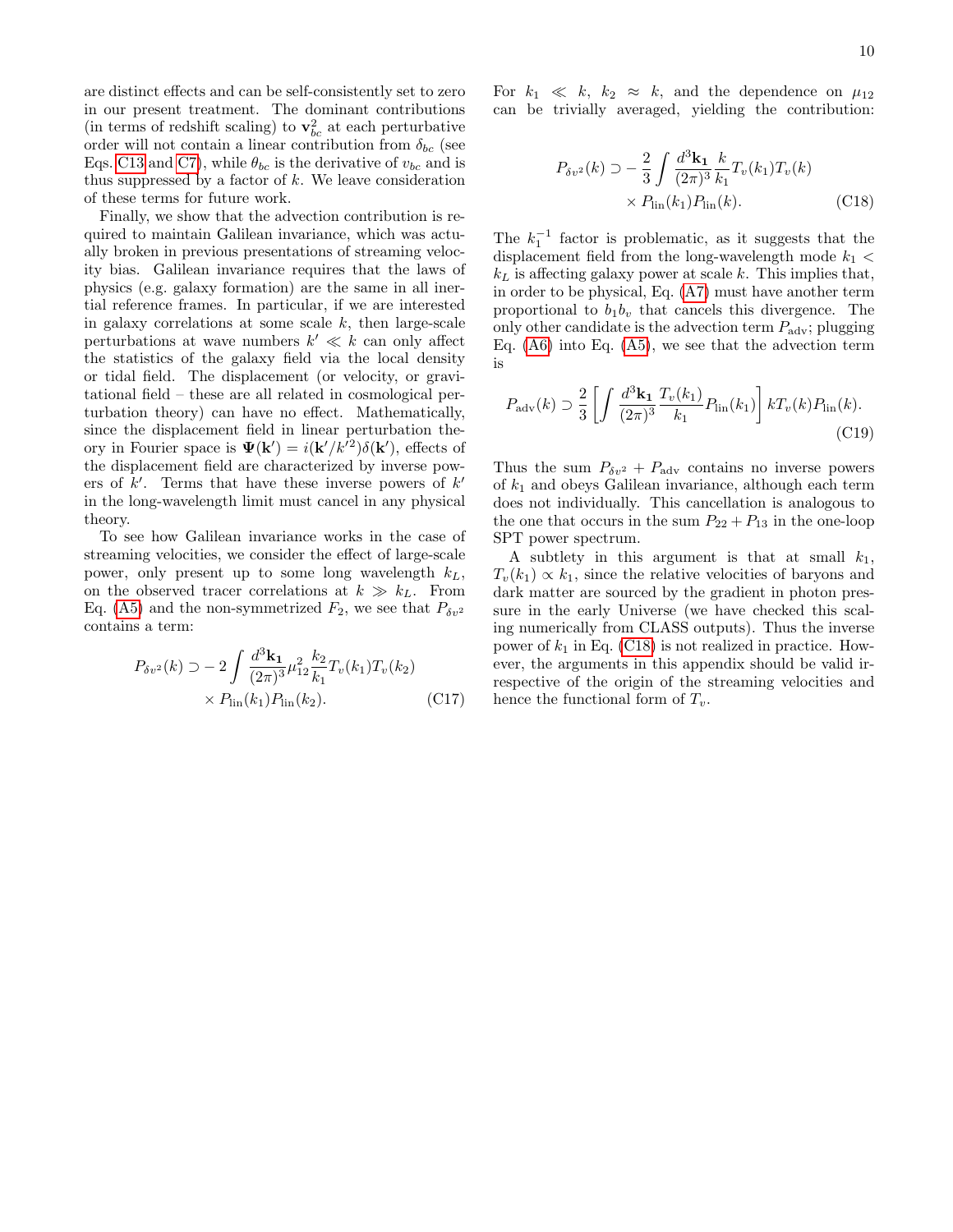are distinct effects and can be self-consistently set to zero in our present treatment. The dominant contributions (in terms of redshift scaling) to $\mathbf{v}_{bc}^2$ at each perturbative order will not contain a linear contribution from $\delta_{bc}$ (see Eqs. C13 and C7), while $\theta_{bc}$ is the derivative of $v_{bc}$ and is thus suppressed by a factor of $k$. We leave consideration of these terms for future work.

Finally, we show that the advection contribution is required to maintain Galilean invariance, which was actually broken in previous presentations of streaming velocity bias. Galilean invariance requires that the laws of physics (e.g. galaxy formation) are the same in all inertial reference frames. In particular, if we are interested in galaxy correlations at some scale $k$, then large-scale perturbations at wave numbers $k' \ll k$ can only affect the statistics of the galaxy field via the local density or tidal field. The displacement (or velocity, or gravitational field – these are all related in cosmological perturbation theory) can have no effect. Mathematically, since the displacement field in linear perturbation theory in Fourier space is $\mathbf{\Psi}(\mathbf{k}') = i(\mathbf{k}'/k'^2)\delta(\mathbf{k}')$, effects of the displacement field are characterized by inverse powers of $k'$. Terms that have these inverse powers of $k'$ in the long-wavelength limit must cancel in any physical theory.

To see how Galilean invariance works in the case of streaming velocities, we consider the effect of large-scale power, only present up to some long wavelength $k_L$, on the observed tracer correlations at $k \gg k_L$. From Eq. (A5) and the non-symmetrized $F_2$, we see that $P_{\delta v^2}$ contains a term:

$$
P_{\delta v^2}(k) \supset -2 \int \frac{d^3\mathbf{k_1}}{(2\pi)^3} \mu_{12}^2 \frac{k_2}{k_1} T_v(k_1) T_v(k_2) \times P_{\rm lin}(k_1) P_{\rm lin}(k_2). \tag{C17}
$$

For $k_1 \ll k$, $k_2 \approx k$, and the dependence on $\mu_{12}$ can be trivially averaged, yielding the contribution:

$$
P_{\delta v^2}(k) \supset -\frac{2}{3} \int \frac{d^3\mathbf{k_1}}{(2\pi)^3} \frac{k}{k_1} T_v(k_1) T_v(k) \times P_{\rm lin}(k_1) P_{\rm lin}(k). \tag{C18}
$$

The $k_1^{-1}$ factor is problematic, as it suggests that the displacement field from the long-wavelength mode $k_1 < k_L$ is affecting galaxy power at scale $k$. This implies that, in order to be physical, Eq. (A7) must have another term proportional to $b_1 b_v$ that cancels this divergence. The only other candidate is the advection term $P_{\rm adv}$; plugging Eq. (A6) into Eq. (A5), we see that the advection term is

$$
P_{\rm adv}(k) \supset \frac{2}{3} \left[ \int \frac{d^3\mathbf{k_1}}{(2\pi)^3} \frac{T_v(k_1)}{k_1} P_{\rm lin}(k_1) \right] k T_v(k) P_{\rm lin}(k). \tag{C19}
$$

Thus the sum $P_{\delta v^2} + P_{\rm adv}$ contains no inverse powers of $k_1$ and obeys Galilean invariance, although each term does not individually. This cancellation is analogous to the one that occurs in the sum $P_{22} + P_{13}$ in the one-loop SPT power spectrum.

A subtlety in this argument is that at small $k_1$, $T_v(k_1) \propto k_1$, since the relative velocities of baryons and dark matter are sourced by the gradient in photon pressure in the early Universe (we have checked this scaling numerically from CLASS outputs). Thus the inverse power of $k_1$ in Eq. (C18) is not realized in practice. However, the arguments in this appendix should be valid irrespective of the origin of the streaming velocities and hence the functional form of $T_v$.